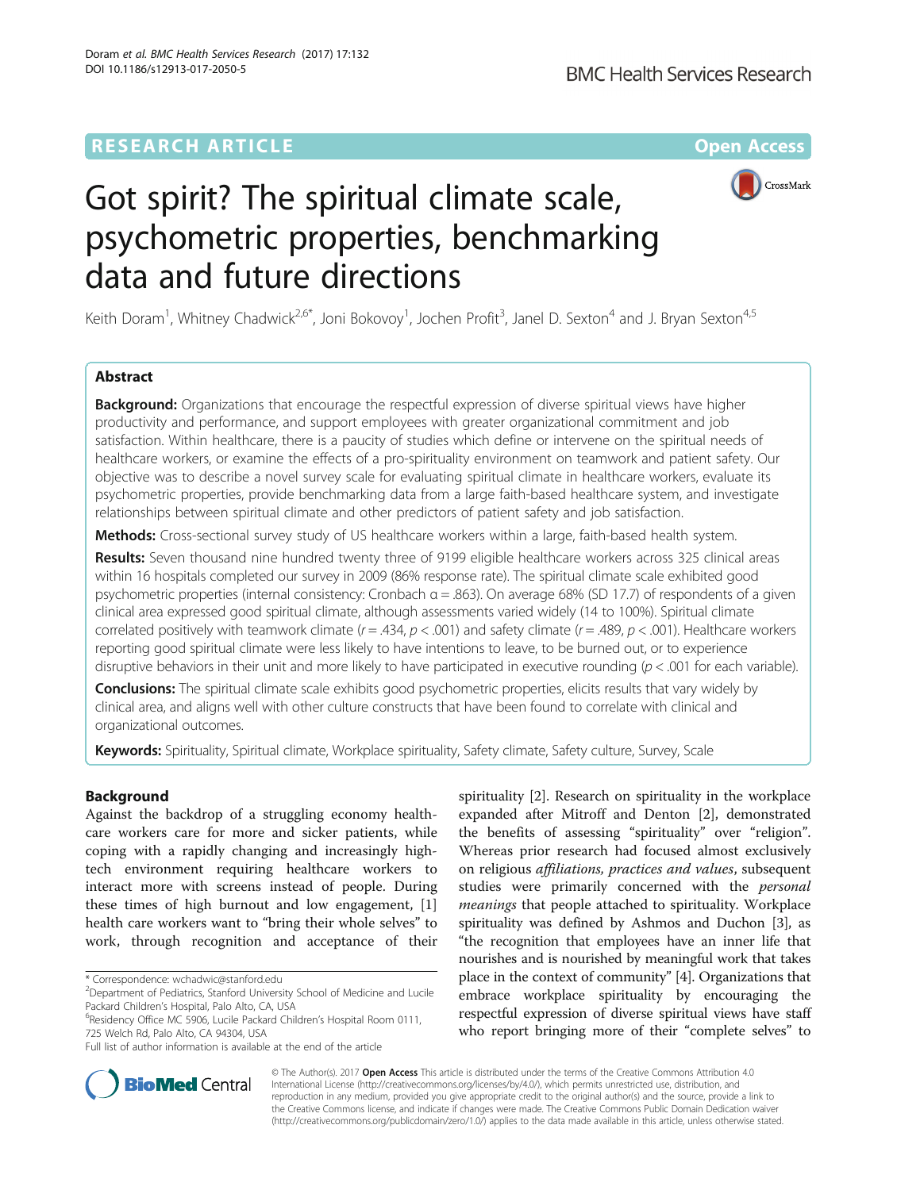RESEARCH ARTICLE

Open Access

# Got spirit? The spiritual climate scale, psychometric properties, benchmarking data and future directions

Keith Doram[1], Whitney Chadwick[2,6*], Joni Bokovoy[1], Jochen Profit[3], Janel D. Sexton[4] and J. Bryan Sexton[4,5]

## Abstract

**Background:** Organizations that encourage the respectful expression of diverse spiritual views have higher productivity and performance, and support employees with greater organizational commitment and job satisfaction. Within healthcare, there is a paucity of studies which define or intervene on the spiritual needs of healthcare workers, or examine the effects of a pro-spirituality environment on teamwork and patient safety. Our objective was to describe a novel survey scale for evaluating spiritual climate in healthcare workers, evaluate its psychometric properties, provide benchmarking data from a large faith-based healthcare system, and investigate relationships between spiritual climate and other predictors of patient safety and job satisfaction.

**Methods:** Cross-sectional survey study of US healthcare workers within a large, faith-based health system.

**Results:** Seven thousand nine hundred twenty three of 9199 eligible healthcare workers across 325 clinical areas within 16 hospitals completed our survey in 2009 (86% response rate). The spiritual climate scale exhibited good psychometric properties (internal consistency: Cronbach α = .863). On average 68% (SD 17.7) of respondents of a given clinical area expressed good spiritual climate, although assessments varied widely (14 to 100%). Spiritual climate correlated positively with teamwork climate ($r = .434$, $p < .001$) and safety climate ($r = .489$, $p < .001$). Healthcare workers reporting good spiritual climate were less likely to have intentions to leave, to be burned out, or to experience disruptive behaviors in their unit and more likely to have participated in executive rounding ($p < .001$ for each variable).

**Conclusions:** The spiritual climate scale exhibits good psychometric properties, elicits results that vary widely by clinical area, and aligns well with other culture constructs that have been found to correlate with clinical and organizational outcomes.

**Keywords:** Spirituality, Spiritual climate, Workplace spirituality, Safety climate, Safety culture, Survey, Scale

## Background

Against the backdrop of a struggling economy healthcare workers care for more and sicker patients, while coping with a rapidly changing and increasingly high-tech environment requiring healthcare workers to interact more with screens instead of people. During these times of high burnout and low engagement, [1] health care workers want to "bring their whole selves" to work, through recognition and acceptance of their spirituality [2]. Research on spirituality in the workplace expanded after Mitroff and Denton [2], demonstrated the benefits of assessing "spirituality" over "religion". Whereas prior research had focused almost exclusively on religious *affiliations, practices and values*, subsequent studies were primarily concerned with the *personal meanings* that people attached to spirituality. Workplace spirituality was defined by Ashmos and Duchon [3], as "the recognition that employees have an inner life that nourishes and is nourished by meaningful work that takes place in the context of community" [4]. Organizations that embrace workplace spirituality by encouraging the respectful expression of diverse spiritual views have staff who report bringing more of their "complete selves" to

\* Correspondence: wchadwic@stanford.edu
[2]Department of Pediatrics, Stanford University School of Medicine and Lucile Packard Children's Hospital, Palo Alto, CA, USA
[6]Residency Office MC 5906, Lucile Packard Children's Hospital Room 0111, 725 Welch Rd, Palo Alto, CA 94304, USA
Full list of author information is available at the end of the article

© The Author(s). 2017 **Open Access** This article is distributed under the terms of the Creative Commons Attribution 4.0 International License (http://creativecommons.org/licenses/by/4.0/), which permits unrestricted use, distribution, and reproduction in any medium, provided you give appropriate credit to the original author(s) and the source, provide a link to the Creative Commons license, and indicate if changes were made. The Creative Commons Public Domain Dedication waiver (http://creativecommons.org/publicdomain/zero/1.0/) applies to the data made available in this article, unless otherwise stated.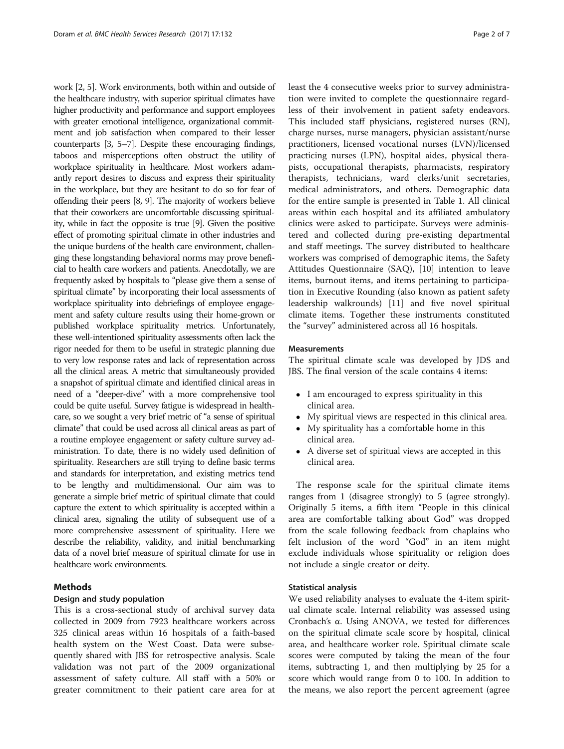work [2, 5]. Work environments, both within and outside of the healthcare industry, with superior spiritual climates have higher productivity and performance and support employees with greater emotional intelligence, organizational commitment and job satisfaction when compared to their lesser counterparts [3, 5–7]. Despite these encouraging findings, taboos and misperceptions often obstruct the utility of workplace spirituality in healthcare. Most workers adamantly report desires to discuss and express their spirituality in the workplace, but they are hesitant to do so for fear of offending their peers [8, 9]. The majority of workers believe that their coworkers are uncomfortable discussing spirituality, while in fact the opposite is true [9]. Given the positive effect of promoting spiritual climate in other industries and the unique burdens of the health care environment, challenging these longstanding behavioral norms may prove beneficial to health care workers and patients. Anecdotally, we are frequently asked by hospitals to "please give them a sense of spiritual climate" by incorporating their local assessments of workplace spirituality into debriefings of employee engagement and safety culture results using their home-grown or published workplace spirituality metrics. Unfortunately, these well-intentioned spirituality assessments often lack the rigor needed for them to be useful in strategic planning due to very low response rates and lack of representation across all the clinical areas. A metric that simultaneously provided a snapshot of spiritual climate and identified clinical areas in need of a "deeper-dive" with a more comprehensive tool could be quite useful. Survey fatigue is widespread in healthcare, so we sought a very brief metric of "a sense of spiritual climate" that could be used across all clinical areas as part of a routine employee engagement or safety culture survey administration. To date, there is no widely used definition of spirituality. Researchers are still trying to define basic terms and standards for interpretation, and existing metrics tend to be lengthy and multidimensional. Our aim was to generate a simple brief metric of spiritual climate that could capture the extent to which spirituality is accepted within a clinical area, signaling the utility of subsequent use of a more comprehensive assessment of spirituality. Here we describe the reliability, validity, and initial benchmarking data of a novel brief measure of spiritual climate for use in healthcare work environments.

## Methods

### Design and study population

This is a cross-sectional study of archival survey data collected in 2009 from 7923 healthcare workers across 325 clinical areas within 16 hospitals of a faith-based health system on the West Coast. Data were subsequently shared with JBS for retrospective analysis. Scale validation was not part of the 2009 organizational assessment of safety culture. All staff with a 50% or greater commitment to their patient care area for at least the 4 consecutive weeks prior to survey administration were invited to complete the questionnaire regardless of their involvement in patient safety endeavors. This included staff physicians, registered nurses (RN), charge nurses, nurse managers, physician assistant/nurse practitioners, licensed vocational nurses (LVN)/licensed practicing nurses (LPN), hospital aides, physical therapists, occupational therapists, pharmacists, respiratory therapists, technicians, ward clerks/unit secretaries, medical administrators, and others. Demographic data for the entire sample is presented in Table 1. All clinical areas within each hospital and its affiliated ambulatory clinics were asked to participate. Surveys were administered and collected during pre-existing departmental and staff meetings. The survey distributed to healthcare workers was comprised of demographic items, the Safety Attitudes Questionnaire (SAQ), [10] intention to leave items, burnout items, and items pertaining to participation in Executive Rounding (also known as patient safety leadership walkrounds) [11] and five novel spiritual climate items. Together these instruments constituted the "survey" administered across all 16 hospitals.

### Measurements

The spiritual climate scale was developed by JDS and JBS. The final version of the scale contains 4 items:

- I am encouraged to express spirituality in this clinical area.
- My spiritual views are respected in this clinical area.
- My spirituality has a comfortable home in this clinical area.
- A diverse set of spiritual views are accepted in this clinical area.

The response scale for the spiritual climate items ranges from 1 (disagree strongly) to 5 (agree strongly). Originally 5 items, a fifth item "People in this clinical area are comfortable talking about God" was dropped from the scale following feedback from chaplains who felt inclusion of the word "God" in an item might exclude individuals whose spirituality or religion does not include a single creator or deity.

### Statistical analysis

We used reliability analyses to evaluate the 4-item spiritual climate scale. Internal reliability was assessed using Cronbach's α. Using ANOVA, we tested for differences on the spiritual climate scale score by hospital, clinical area, and healthcare worker role. Spiritual climate scale scores were computed by taking the mean of the four items, subtracting 1, and then multiplying by 25 for a score which would range from 0 to 100. In addition to the means, we also report the percent agreement (agree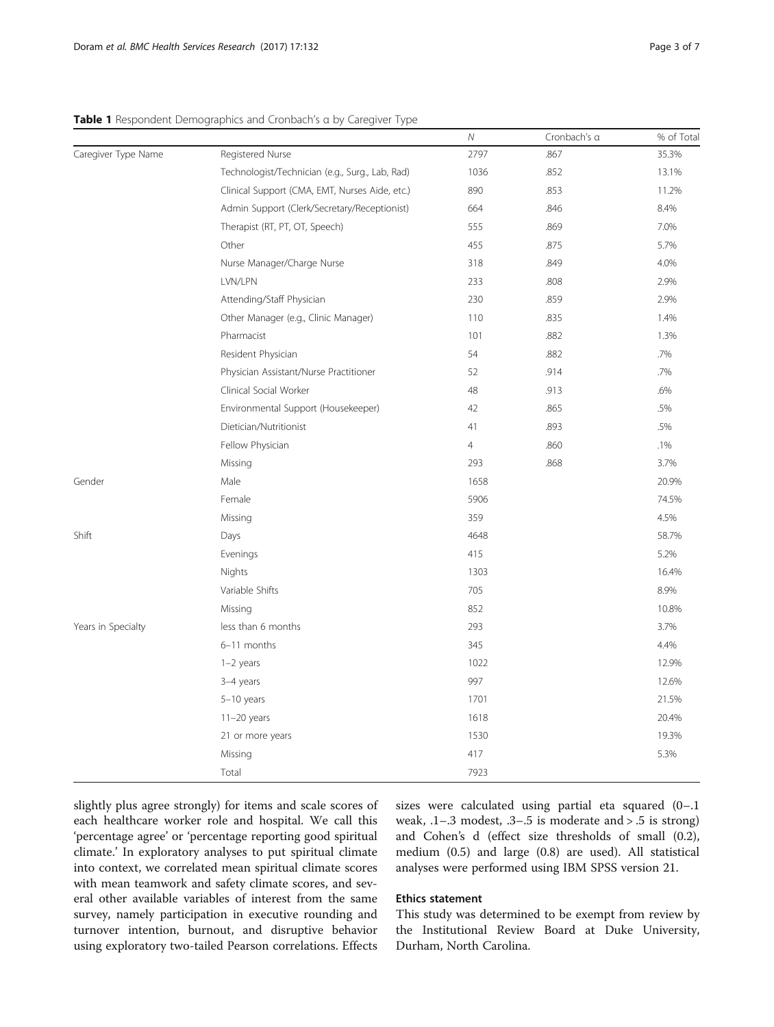**Table 1** Respondent Demographics and Cronbach's α by Caregiver Type

| | | *N* | Cronbach's α | % of Total |
|---|---|---|---|---|
| Caregiver Type Name | Registered Nurse | 2797 | .867 | 35.3% |
| | Technologist/Technician (e.g., Surg., Lab, Rad) | 1036 | .852 | 13.1% |
| | Clinical Support (CMA, EMT, Nurses Aide, etc.) | 890 | .853 | 11.2% |
| | Admin Support (Clerk/Secretary/Receptionist) | 664 | .846 | 8.4% |
| | Therapist (RT, PT, OT, Speech) | 555 | .869 | 7.0% |
| | Other | 455 | .875 | 5.7% |
| | Nurse Manager/Charge Nurse | 318 | .849 | 4.0% |
| | LVN/LPN | 233 | .808 | 2.9% |
| | Attending/Staff Physician | 230 | .859 | 2.9% |
| | Other Manager (e.g., Clinic Manager) | 110 | .835 | 1.4% |
| | Pharmacist | 101 | .882 | 1.3% |
| | Resident Physician | 54 | .882 | .7% |
| | Physician Assistant/Nurse Practitioner | 52 | .914 | .7% |
| | Clinical Social Worker | 48 | .913 | .6% |
| | Environmental Support (Housekeeper) | 42 | .865 | .5% |
| | Dietician/Nutritionist | 41 | .893 | .5% |
| | Fellow Physician | 4 | .860 | .1% |
| | Missing | 293 | .868 | 3.7% |
| Gender | Male | 1658 | | 20.9% |
| | Female | 5906 | | 74.5% |
| | Missing | 359 | | 4.5% |
| Shift | Days | 4648 | | 58.7% |
| | Evenings | 415 | | 5.2% |
| | Nights | 1303 | | 16.4% |
| | Variable Shifts | 705 | | 8.9% |
| | Missing | 852 | | 10.8% |
| Years in Specialty | less than 6 months | 293 | | 3.7% |
| | 6–11 months | 345 | | 4.4% |
| | 1–2 years | 1022 | | 12.9% |
| | 3–4 years | 997 | | 12.6% |
| | 5–10 years | 1701 | | 21.5% |
| | 11–20 years | 1618 | | 20.4% |
| | 21 or more years | 1530 | | 19.3% |
| | Missing | 417 | | 5.3% |
| | Total | 7923 | | |

slightly plus agree strongly) for items and scale scores of each healthcare worker role and hospital. We call this 'percentage agree' or 'percentage reporting good spiritual climate.' In exploratory analyses to put spiritual climate into context, we correlated mean spiritual climate scores with mean teamwork and safety climate scores, and several other available variables of interest from the same survey, namely participation in executive rounding and turnover intention, burnout, and disruptive behavior using exploratory two-tailed Pearson correlations. Effects sizes were calculated using partial eta squared (0–.1 weak, .1–.3 modest, .3–.5 is moderate and > .5 is strong) and Cohen's d (effect size thresholds of small (0.2), medium (0.5) and large (0.8) are used). All statistical analyses were performed using IBM SPSS version 21.

## Ethics statement

This study was determined to be exempt from review by the Institutional Review Board at Duke University, Durham, North Carolina.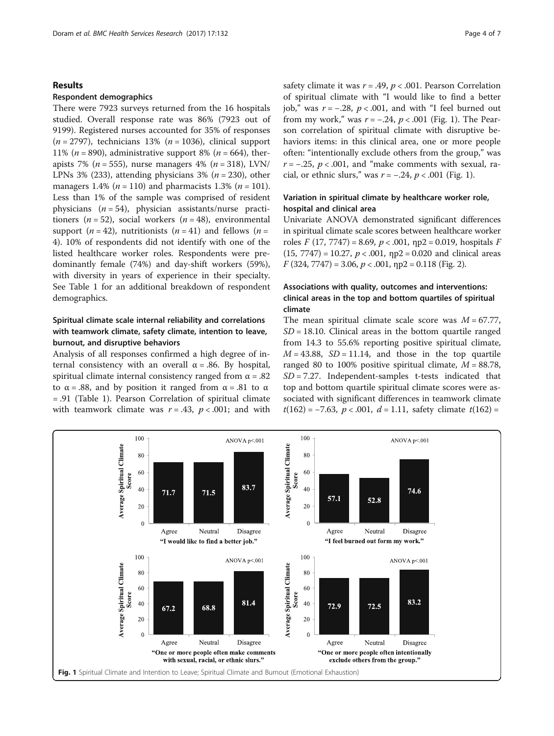## Results

### Respondent demographics

There were 7923 surveys returned from the 16 hospitals studied. Overall response rate was 86% (7923 out of 9199). Registered nurses accounted for 35% of responses ($n = 2797$), technicians 13% ($n = 1036$), clinical support 11% ($n = 890$), administrative support 8% ($n = 664$), therapists 7% ($n = 555$), nurse managers 4% ($n = 318$), LVN/LPNs 3% (233), attending physicians 3% ($n = 230$), other managers 1.4% ($n = 110$) and pharmacists 1.3% ($n = 101$). Less than 1% of the sample was comprised of resident physicians ($n = 54$), physician assistants/nurse practitioners ($n = 52$), social workers ($n = 48$), environmental support ($n = 42$), nutritionists ($n = 41$) and fellows ($n = 4$). 10% of respondents did not identify with one of the listed healthcare worker roles. Respondents were predominantly female (74%) and day-shift workers (59%), with diversity in years of experience in their specialty. See Table 1 for an additional breakdown of respondent demographics.

### Spiritual climate scale internal reliability and correlations with teamwork climate, safety climate, intention to leave, burnout, and disruptive behaviors

Analysis of all responses confirmed a high degree of internal consistency with an overall $\alpha = .86$. By hospital, spiritual climate internal consistency ranged from $\alpha = .82$ to $\alpha = .88$, and by position it ranged from $\alpha = .81$ to $\alpha = .91$ (Table 1). Pearson Correlation of spiritual climate with teamwork climate was $r = .43$, $p < .001$; and with safety climate it was $r = .49$, $p < .001$. Pearson Correlation of spiritual climate with "I would like to find a better job," was $r = -.28$, $p < .001$, and with "I feel burned out from my work," was $r = -.24$, $p < .001$ (Fig. 1). The Pearson correlation of spiritual climate with disruptive behaviors items: in this clinical area, one or more people often: "intentionally exclude others from the group," was $r = -.25$, $p < .001$, and "make comments with sexual, racial, or ethnic slurs," was $r = -.24$, $p < .001$ (Fig. 1).

### Variation in spiritual climate by healthcare worker role, hospital and clinical area

Univariate ANOVA demonstrated significant differences in spiritual climate scale scores between healthcare worker roles $F(17, 7747) = 8.69$, $p < .001$, $\eta p2 = 0.019$, hospitals $F(15, 7747) = 10.27$, $p < .001$, $\eta p2 = 0.020$ and clinical areas $F(324, 7747) = 3.06$, $p < .001$, $\eta p2 = 0.118$ (Fig. 2).

### Associations with quality, outcomes and interventions: clinical areas in the top and bottom quartiles of spiritual climate

The mean spiritual climate scale score was $M = 67.77$, $SD = 18.10$. Clinical areas in the bottom quartile ranged from 14.3 to 55.6% reporting positive spiritual climate, $M = 43.88$, $SD = 11.14$, and those in the top quartile ranged 80 to 100% positive spiritual climate, $M = 88.78$, $SD = 7.27$. Independent-samples t-tests indicated that top and bottom quartile spiritual climate scores were associated with significant differences in teamwork climate $t(162) = -7.63$, $p < .001$, $d = 1.11$, safety climate $t(162) =$

| Item | Agree | Neutral | Disagree |
|---|---|---|---|
| "I would like to find a better job." (ANOVA p<.001) | 71.7 | 71.5 | 83.7 |
| "I feel burned out form my work." (ANOVA p<.001) | 57.1 | 52.8 | 74.6 |
| "One or more people often make comments with sexual, racial, or ethnic slurs." (ANOVA p<.001) | 67.2 | 68.8 | 81.4 |
| "One or more people often intentionally exclude others from the group." (ANOVA p<.001) | 72.9 | 72.5 | 83.2 |

Average Spiritual Climate Score

**Fig. 1** Spiritual Climate and Intention to Leave; Spiritual Climate and Burnout (Emotional Exhaustion)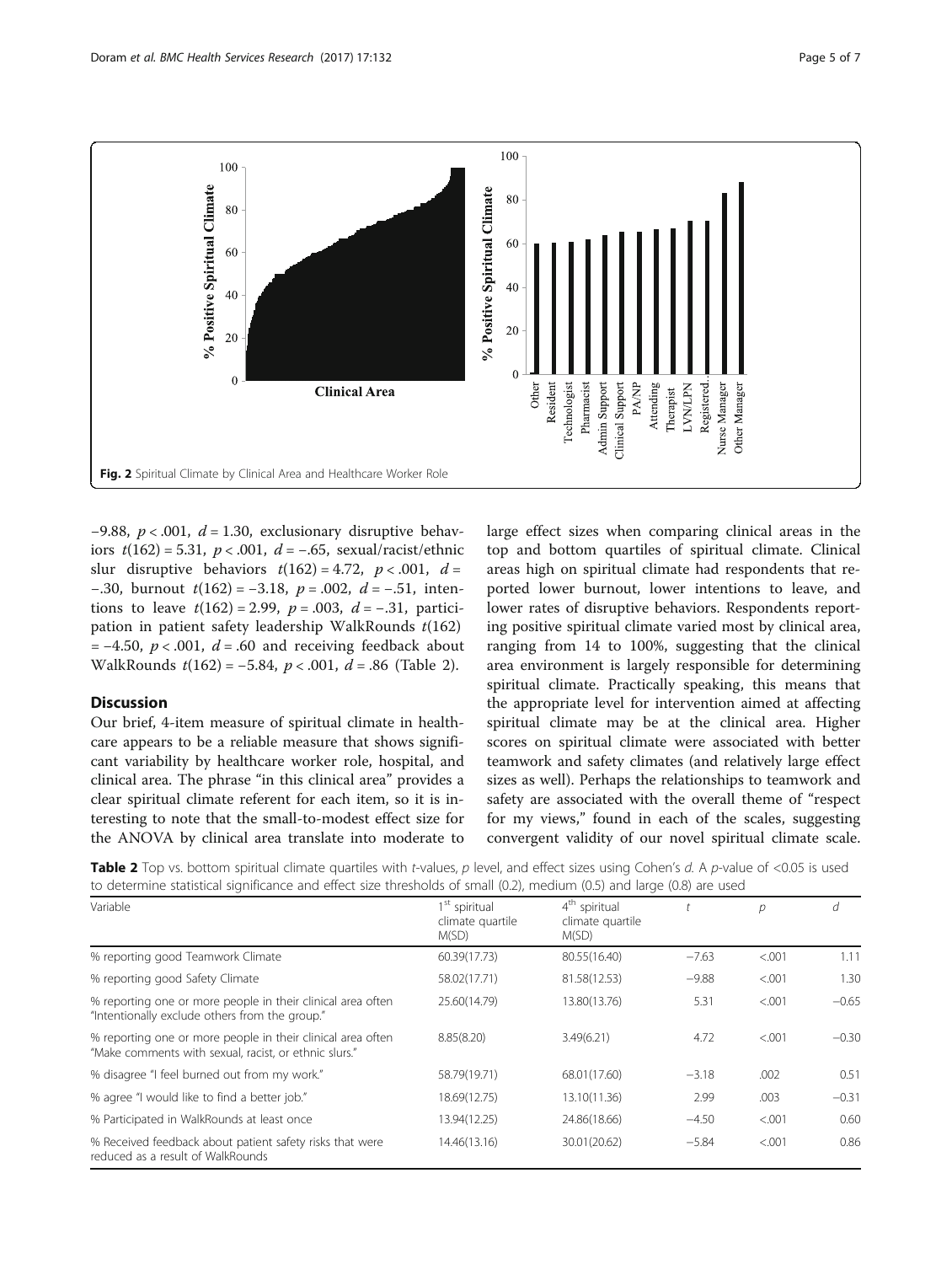Fig. 2 Spiritual Climate by Clinical Area and Healthcare Worker Role

−9.88, $p < .001$, $d = 1.30$, exclusionary disruptive behaviors $t(162) = 5.31$, $p < .001$, $d = -.65$, sexual/racist/ethnic slur disruptive behaviors $t(162) = 4.72$, $p < .001$, $d = -.30$, burnout $t(162) = -3.18$, $p = .002$, $d = -.51$, intentions to leave $t(162) = 2.99$, $p = .003$, $d = -.31$, participation in patient safety leadership WalkRounds $t(162) = -4.50$, $p < .001$, $d = .60$ and receiving feedback about WalkRounds $t(162) = -5.84$, $p < .001$, $d = .86$ (Table 2).

## Discussion

Our brief, 4-item measure of spiritual climate in healthcare appears to be a reliable measure that shows significant variability by healthcare worker role, hospital, and clinical area. The phrase "in this clinical area" provides a clear spiritual climate referent for each item, so it is interesting to note that the small-to-modest effect size for the ANOVA by clinical area translate into moderate to large effect sizes when comparing clinical areas in the top and bottom quartiles of spiritual climate. Clinical areas high on spiritual climate had respondents that reported lower burnout, lower intentions to leave, and lower rates of disruptive behaviors. Respondents reporting positive spiritual climate varied most by clinical area, ranging from 14 to 100%, suggesting that the clinical area environment is largely responsible for determining spiritual climate. Practically speaking, this means that the appropriate level for intervention aimed at affecting spiritual climate may be at the clinical area. Higher scores on spiritual climate were associated with better teamwork and safety climates (and relatively large effect sizes as well). Perhaps the relationships to teamwork and safety are associated with the overall theme of "respect for my views," found in each of the scales, suggesting convergent validity of our novel spiritual climate scale.

**Table 2** Top vs. bottom spiritual climate quartiles with *t*-values, *p* level, and effect sizes using Cohen's *d*. A *p*-value of <0.05 is used to determine statistical significance and effect size thresholds of small (0.2), medium (0.5) and large (0.8) are used

| Variable | 1st spiritual climate quartile M(SD) | 4th spiritual climate quartile M(SD) | *t* | *p* | *d* |
|---|---|---|---|---|---|
| % reporting good Teamwork Climate | 60.39(17.73) | 80.55(16.40) | −7.63 | <.001 | 1.11 |
| % reporting good Safety Climate | 58.02(17.71) | 81.58(12.53) | −9.88 | <.001 | 1.30 |
| % reporting one or more people in their clinical area often "Intentionally exclude others from the group." | 25.60(14.79) | 13.80(13.76) | 5.31 | <.001 | −0.65 |
| % reporting one or more people in their clinical area often "Make comments with sexual, racist, or ethnic slurs." | 8.85(8.20) | 3.49(6.21) | 4.72 | <.001 | −0.30 |
| % disagree "I feel burned out from my work." | 58.79(19.71) | 68.01(17.60) | −3.18 | .002 | 0.51 |
| % agree "I would like to find a better job." | 18.69(12.75) | 13.10(11.36) | 2.99 | .003 | −0.31 |
| % Participated in WalkRounds at least once | 13.94(12.25) | 24.86(18.66) | −4.50 | <.001 | 0.60 |
| % Received feedback about patient safety risks that were reduced as a result of WalkRounds | 14.46(13.16) | 30.01(20.62) | −5.84 | <.001 | 0.86 |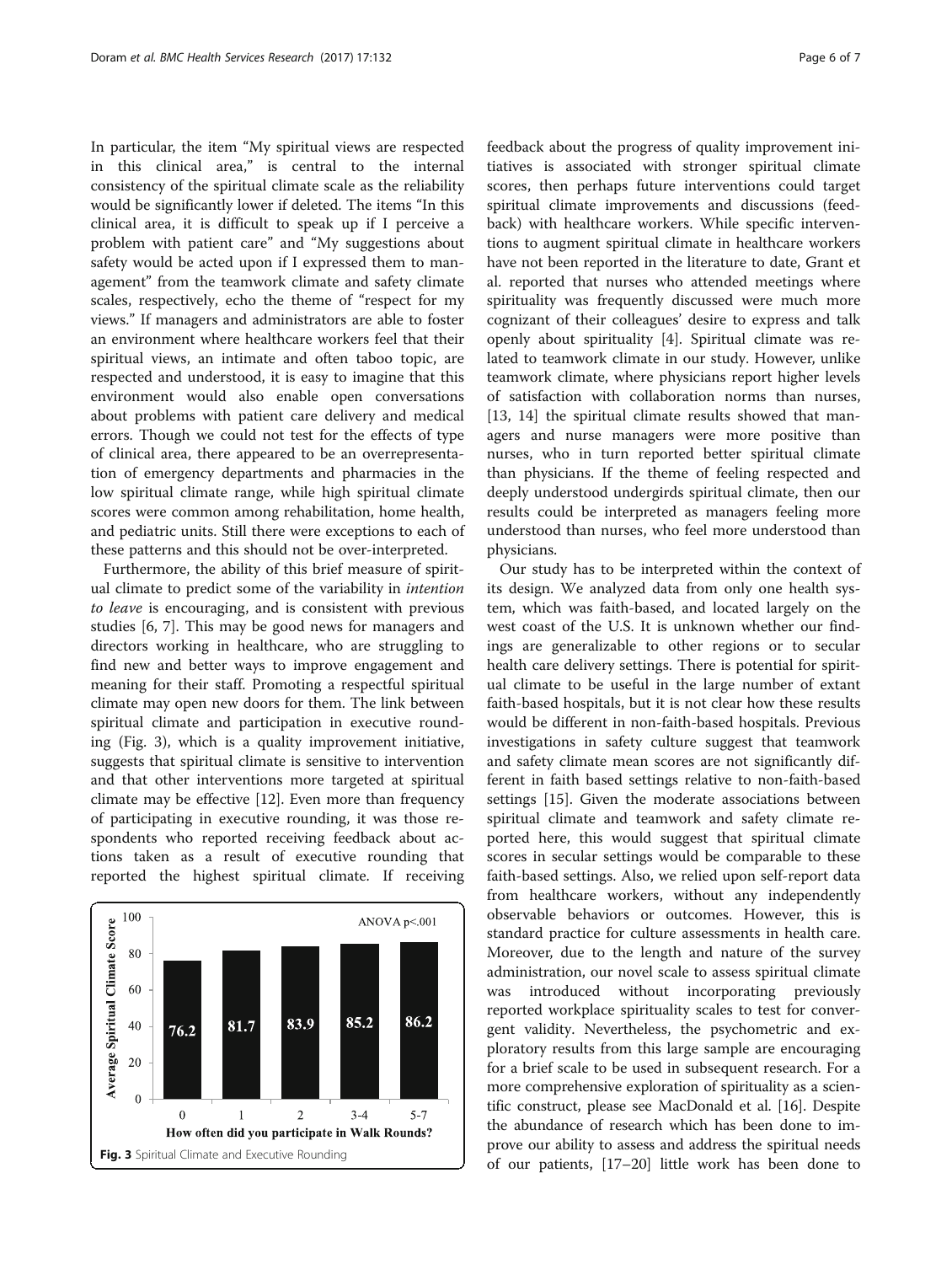In particular, the item "My spiritual views are respected in this clinical area," is central to the internal consistency of the spiritual climate scale as the reliability would be significantly lower if deleted. The items "In this clinical area, it is difficult to speak up if I perceive a problem with patient care" and "My suggestions about safety would be acted upon if I expressed them to management" from the teamwork climate and safety climate scales, respectively, echo the theme of "respect for my views." If managers and administrators are able to foster an environment where healthcare workers feel that their spiritual views, an intimate and often taboo topic, are respected and understood, it is easy to imagine that this environment would also enable open conversations about problems with patient care delivery and medical errors. Though we could not test for the effects of type of clinical area, there appeared to be an overrepresentation of emergency departments and pharmacies in the low spiritual climate range, while high spiritual climate scores were common among rehabilitation, home health, and pediatric units. Still there were exceptions to each of these patterns and this should not be over-interpreted.

Furthermore, the ability of this brief measure of spiritual climate to predict some of the variability in *intention to leave* is encouraging, and is consistent with previous studies [6, 7]. This may be good news for managers and directors working in healthcare, who are struggling to find new and better ways to improve engagement and meaning for their staff. Promoting a respectful spiritual climate may open new doors for them. The link between spiritual climate and participation in executive rounding (Fig. 3), which is a quality improvement initiative, suggests that spiritual climate is sensitive to intervention and that other interventions more targeted at spiritual climate may be effective [12]. Even more than frequency of participating in executive rounding, it was those respondents who reported receiving feedback about actions taken as a result of executive rounding that reported the highest spiritual climate. If receiving feedback about the progress of quality improvement initiatives is associated with stronger spiritual climate scores, then perhaps future interventions could target spiritual climate improvements and discussions (feedback) with healthcare workers. While specific interventions to augment spiritual climate in healthcare workers have not been reported in the literature to date, Grant et al. reported that nurses who attended meetings where spirituality was frequently discussed were much more cognizant of their colleagues' desire to express and talk openly about spirituality [4]. Spiritual climate was related to teamwork climate in our study. However, unlike teamwork climate, where physicians report higher levels of satisfaction with collaboration norms than nurses, [13, 14] the spiritual climate results showed that managers and nurse managers were more positive than nurses, who in turn reported better spiritual climate than physicians. If the theme of feeling respected and deeply understood undergirds spiritual climate, then our results could be interpreted as managers feeling more understood than nurses, who feel more understood than physicians.

Our study has to be interpreted within the context of its design. We analyzed data from only one health system, which was faith-based, and located largely on the west coast of the U.S. It is unknown whether our findings are generalizable to other regions or to secular health care delivery settings. There is potential for spiritual climate to be useful in the large number of extant faith-based hospitals, but it is not clear how these results would be different in non-faith-based hospitals. Previous investigations in safety culture suggest that teamwork and safety climate mean scores are not significantly different in faith based settings relative to non-faith-based settings [15]. Given the moderate associations between spiritual climate and teamwork and safety climate reported here, this would suggest that spiritual climate scores in secular settings would be comparable to these faith-based settings. Also, we relied upon self-report data from healthcare workers, without any independently observable behaviors or outcomes. However, this is standard practice for culture assessments in health care. Moreover, due to the length and nature of the survey administration, our novel scale to assess spiritual climate was introduced without incorporating previously reported workplace spirituality scales to test for convergent validity. Nevertheless, the psychometric and exploratory results from this large sample are encouraging for a brief scale to be used in subsequent research. For a more comprehensive exploration of spirituality as a scientific construct, please see MacDonald et al. [16]. Despite the abundance of research which has been done to improve our ability to assess and address the spiritual needs of our patients, [17–20] little work has been done to

| How often did you participate in Walk Rounds? | Average Spiritual Climate Score |
|---|---|
| 0 | 76.2 |
| 1 | 81.7 |
| 2 | 83.9 |
| 3-4 | 85.2 |
| 5-7 | 86.2 |

ANOVA $p<.001$

**Fig. 3** Spiritual Climate and Executive Rounding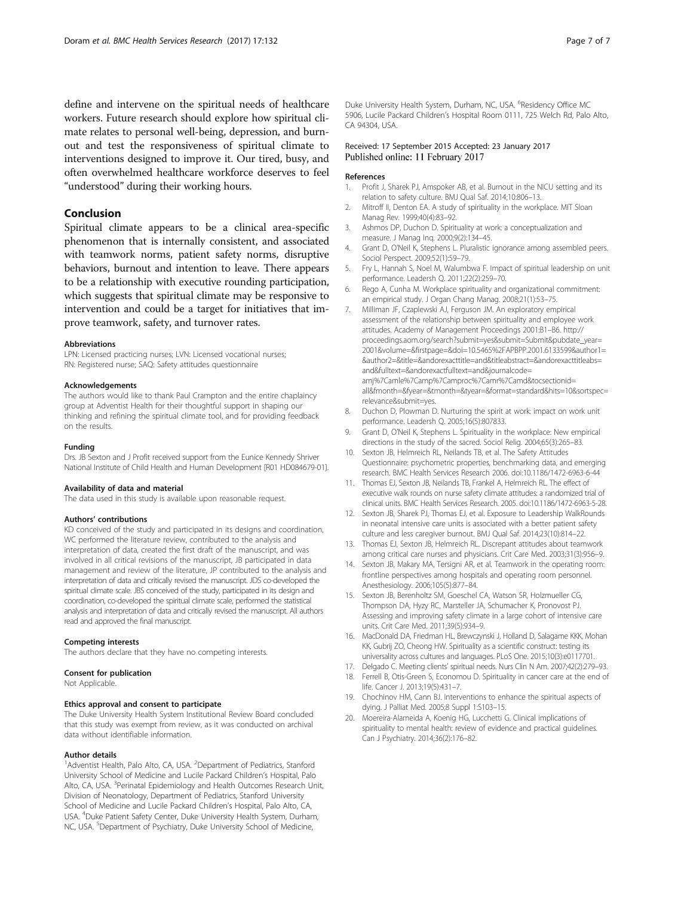define and intervene on the spiritual needs of healthcare workers. Future research should explore how spiritual climate relates to personal well-being, depression, and burnout and test the responsiveness of spiritual climate to interventions designed to improve it. Our tired, busy, and often overwhelmed healthcare workforce deserves to feel "understood" during their working hours.

## Conclusion

Spiritual climate appears to be a clinical area-specific phenomenon that is internally consistent, and associated with teamwork norms, patient safety norms, disruptive behaviors, burnout and intention to leave. There appears to be a relationship with executive rounding participation, which suggests that spiritual climate may be responsive to intervention and could be a target for initiatives that improve teamwork, safety, and turnover rates.

#### Abbreviations

LPN: Licensed practicing nurses; LVN: Licensed vocational nurses; RN: Registered nurse; SAQ: Safety attitudes questionnaire

#### Acknowledgements

The authors would like to thank Paul Crampton and the entire chaplaincy group at Adventist Health for their thoughtful support in shaping our thinking and refining the spiritual climate tool, and for providing feedback on the results.

#### Funding

Drs. JB Sexton and J Profit received support from the Eunice Kennedy Shriver National Institute of Child Health and Human Development [R01 HD084679-01].

#### Availability of data and material

The data used in this study is available upon reasonable request.

#### Authors' contributions

KD conceived of the study and participated in its designs and coordination, WC performed the literature review, contributed to the analysis and interpretation of data, created the first draft of the manuscript, and was involved in all critical revisions of the manuscript, JB participated in data management and review of the literature, JP contributed to the analysis and interpretation of data and critically revised the manuscript. JDS co-developed the spiritual climate scale. JBS conceived of the study, participated in its design and coordination, co-developed the spiritual climate scale, performed the statistical analysis and interpretation of data and critically revised the manuscript. All authors read and approved the final manuscript.

#### Competing interests

The authors declare that they have no competing interests.

#### Consent for publication

Not Applicable.

#### Ethics approval and consent to participate

The Duke University Health System Institutional Review Board concluded that this study was exempt from review, as it was conducted on archival data without identifiable information.

#### Author details

[1]Adventist Health, Palo Alto, CA, USA. [2]Department of Pediatrics, Stanford University School of Medicine and Lucile Packard Children's Hospital, Palo Alto, CA, USA. [3]Perinatal Epidemiology and Health Outcomes Research Unit, Division of Neonatology, Department of Pediatrics, Stanford University School of Medicine and Lucile Packard Children's Hospital, Palo Alto, CA, USA. [4]Duke Patient Safety Center, Duke University Health System, Durham, NC, USA. [5]Department of Psychiatry, Duke University School of Medicine, Duke University Health System, Durham, NC, USA. [6]Residency Office MC 5906, Lucile Packard Children's Hospital Room 0111, 725 Welch Rd, Palo Alto, CA 94304, USA.

Received: 17 September 2015 Accepted: 23 January 2017
Published online: 11 February 2017

#### References

1. Profit J, Sharek PJ, Amspoker AB, et al. Burnout in the NICU setting and its relation to safety culture. BMJ Qual Saf. 2014;10:806–13.
2. Mitroff II, Denton EA. A study of spirituality in the workplace. MIT Sloan Manag Rev. 1999;40(4):83–92.
3. Ashmos DP, Duchon D. Spirituality at work: a conceptualization and measure. J Manag Inq. 2000;9(2):134–45.
4. Grant D, O'Neil K, Stephens L. Pluralistic ignorance among assembled peers. Sociol Perspect. 2009;52(1):59–79.
5. Fry L, Hannah S, Noel M, Walumbwa F. Impact of spiritual leadership on unit performance. Leadersh Q. 2011;22(2):259–70.
6. Rego A, Cunha M. Workplace spirituality and organizational commitment: an empirical study. J Organ Chang Manag. 2008;21(1):53–75.
7. Milliman JF, Czaplewski AJ, Ferguson JM. An exploratory empirical assessment of the relationship between spirituality and employee work attitudes. Academy of Management Proceedings 2001:B1–B6. http://proceedings.aom.org/search?submit=yes&submit=Submit&pubdate_year=2001&volume=&firstpage=&doi=10.5465%2FAPBPP.2001.6133599&author1=&author2=&title=&andorexacttitle=and&titleabstract=&andorexacttitleabs=and&fulltext=&andorexactfulltext=and&journalcode=amj%7Camle%7Camp%7Camproc%7Camr%7Camd&tocsectionid=all&fmonth=&fyear=&tmonth=&tyear=&format=standard&hits=10&sortspec=relevance&submit=yes.
8. Duchon D, Plowman D. Nurturing the spirit at work: impact on work unit performance. Leadersh Q. 2005;16(5):807833.
9. Grant D, O'Neil K, Stephens L. Spirituality in the workplace: New empirical directions in the study of the sacred. Sociol Relig. 2004;65(3):265–83.
10. Sexton JB, Helmreich RL, Neilands TB, et al. The Safety Attitudes Questionnaire: psychometric properties, benchmarking data, and emerging research. BMC Health Services Research 2006. doi:10.1186/1472-6963-6-44
11. Thomas EJ, Sexton JB, Neilands TB, Frankel A, Helmreich RL. The effect of executive walk rounds on nurse safety climate attitudes: a randomized trial of clinical units. BMC Health Services Research. 2005. doi:10.1186/1472-6963-5-28.
12. Sexton JB, Sharek PJ, Thomas EJ, et al. Exposure to Leadership WalkRounds in neonatal intensive care units is associated with a better patient safety culture and less caregiver burnout. BMJ Qual Saf. 2014;23(10):814–22.
13. Thomas EJ, Sexton JB, Helmreich RL. Discrepant attitudes about teamwork among critical care nurses and physicians. Crit Care Med. 2003;31(3):956–9.
14. Sexton JB, Makary MA, Tersigni AR, et al. Teamwork in the operating room: frontline perspectives among hospitals and operating room personnel. Anesthesiology. 2006;105(5):877–84.
15. Sexton JB, Berenholtz SM, Goeschel CA, Watson SR, Holzmueller CG, Thompson DA, Hyzy RC, Marsteller JA, Schumacher K, Pronovost PJ. Assessing and improving safety climate in a large cohort of intensive care units. Crit Care Med. 2011;39(5):934–9.
16. MacDonald DA, Friedman HL, Brewczynski J, Holland D, Salagame KKK, Mohan KK, Gubrij ZO, Cheong HW. Spirituality as a scientific construct: testing its universality across cultures and languages. PLoS One. 2015;10(3):e0117701.
17. Delgado C. Meeting clients' spiritual needs. Nurs Clin N Am. 2007;42(2):279–93.
18. Ferrell B, Otis-Green S, Economou D. Spirituality in cancer care at the end of life. Cancer J. 2013;19(5):431–7.
19. Chochinov HM, Cann BJ. Interventions to enhance the spiritual aspects of dying. J Palliat Med. 2005;8 Suppl 1:S103–15.
20. Moereira-Alameida A, Koenig HG, Lucchetti G. Clinical implications of spirituality to mental health: review of evidence and practical guidelines. Can J Psychiatry. 2014;36(2):176–82.